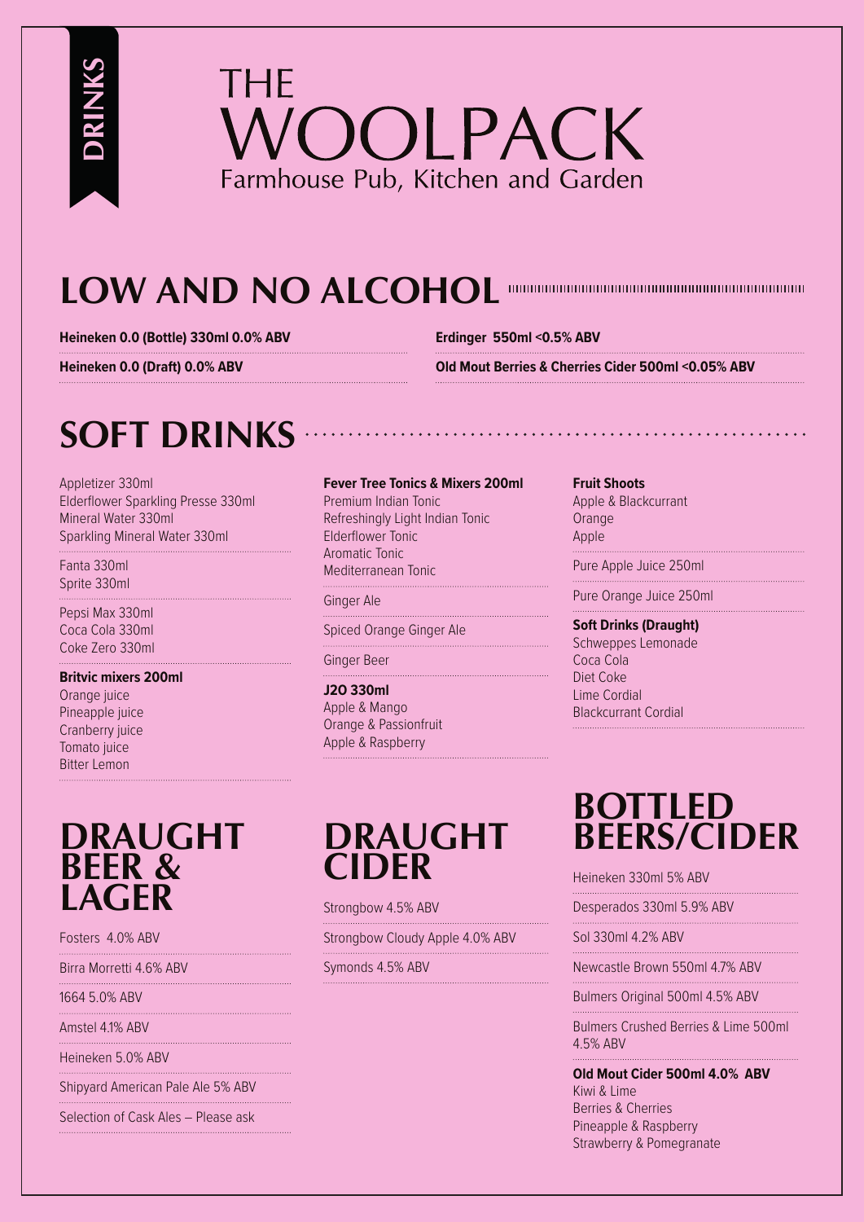DRINKS

# THE WOOLPACK

Farmhouse Pub, Kitchen and Garden

## LOW AND NO ALCOHOL

**Heineken 0.0 (Bottle) 330ml 0.0% ABV**

**Heineken 0.0 (Draft) 0.0% ABV**

**Erdinger 550ml <0.5% ABV**

**Old Mout Berries & Cherries Cider 500ml <0.05% ABV**

## SOFT DRINKS

Appletizer 330ml
Elderflower Sparkling Presse 330ml
Mineral Water 330ml
Sparkling Mineral Water 330ml

Fanta 330ml
Sprite 330ml

Pepsi Max 330ml
Coca Cola 330ml
Coke Zero 330ml

**Britvic mixers 200ml**
Orange juice
Pineapple juice
Cranberry juice
Tomato juice
Bitter Lemon

**Fever Tree Tonics & Mixers 200ml**
Premium Indian Tonic
Refreshingly Light Indian Tonic
Elderflower Tonic
Aromatic Tonic
Mediterranean Tonic

Ginger Ale

Spiced Orange Ginger Ale

Ginger Beer

**J2O 330ml**
Apple & Mango
Orange & Passionfruit
Apple & Raspberry

**Fruit Shoots**
Apple & Blackcurrant
Orange
Apple

Pure Apple Juice 250ml

Pure Orange Juice 250ml

**Soft Drinks (Draught)**
Schweppes Lemonade
Coca Cola
Diet Coke
Lime Cordial
Blackcurrant Cordial

## DRAUGHT BEER & LAGER

Fosters 4.0% ABV

Birra Morretti 4.6% ABV

1664 5.0% ABV

Amstel 4.1% ABV

Heineken 5.0% ABV

Shipyard American Pale Ale 5% ABV

Selection of Cask Ales – Please ask

## DRAUGHT CIDER

Strongbow 4.5% ABV

Strongbow Cloudy Apple 4.0% ABV

Symonds 4.5% ABV

## BOTTLED BEERS/CIDER

Heineken 330ml 5% ABV

Desperados 330ml 5.9% ABV

Sol 330ml 4.2% ABV

Newcastle Brown 550ml 4.7% ABV

Bulmers Original 500ml 4.5% ABV

Bulmers Crushed Berries & Lime 500ml 4.5% ABV

**Old Mout Cider 500ml 4.0% ABV**
Kiwi & Lime
Berries & Cherries
Pineapple & Raspberry
Strawberry & Pomegranate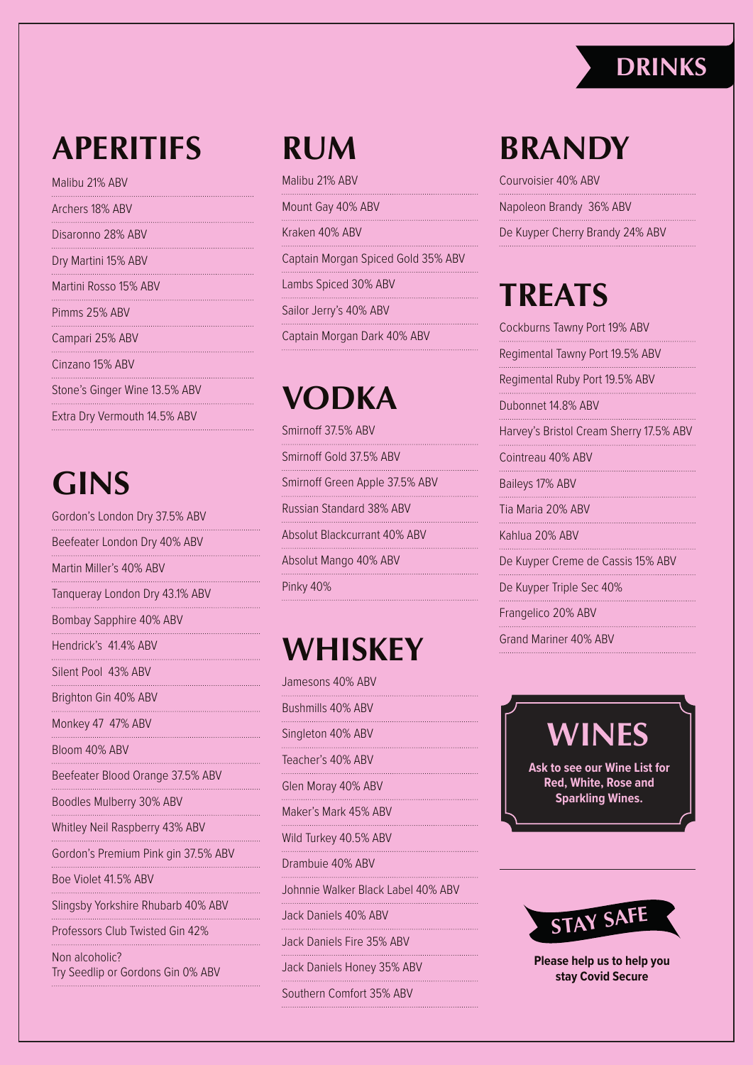# DRINKS

## APERITIFS

Malibu 21% ABV

Archers 18% ABV

Disaronno 28% ABV

Dry Martini 15% ABV

Martini Rosso 15% ABV

Pimms 25% ABV

Campari 25% ABV

Cinzano 15% ABV

Stone's Ginger Wine 13.5% ABV

Extra Dry Vermouth 14.5% ABV

## GINS

Gordon's London Dry 37.5% ABV

Beefeater London Dry 40% ABV

Martin Miller's 40% ABV

Tanqueray London Dry 43.1% ABV

Bombay Sapphire 40% ABV

Hendrick's 41.4% ABV

Silent Pool 43% ABV

Brighton Gin 40% ABV

Monkey 47 47% ABV

Bloom 40% ABV

Beefeater Blood Orange 37.5% ABV

Boodles Mulberry 30% ABV

Whitley Neil Raspberry 43% ABV

Gordon's Premium Pink gin 37.5% ABV

Boe Violet 41.5% ABV

Slingsby Yorkshire Rhubarb 40% ABV

Professors Club Twisted Gin 42%

Non alcoholic?
Try Seedlip or Gordons Gin 0% ABV

## RUM

Malibu 21% ABV

Mount Gay 40% ABV

Kraken 40% ABV

Captain Morgan Spiced Gold 35% ABV

Lambs Spiced 30% ABV

Sailor Jerry's 40% ABV

Captain Morgan Dark 40% ABV

## VODKA

Smirnoff 37.5% ABV

Smirnoff Gold 37.5% ABV

Smirnoff Green Apple 37.5% ABV

Russian Standard 38% ABV

Absolut Blackcurrant 40% ABV

Absolut Mango 40% ABV

Pinky 40%

## WHISKEY

Jamesons 40% ABV

Bushmills 40% ABV

Singleton 40% ABV

Teacher's 40% ABV

Glen Moray 40% ABV

Maker's Mark 45% ABV

Wild Turkey 40.5% ABV

Drambuie 40% ABV

Johnnie Walker Black Label 40% ABV

Jack Daniels 40% ABV

Jack Daniels Fire 35% ABV

Jack Daniels Honey 35% ABV

Southern Comfort 35% ABV

## BRANDY

Courvoisier 40% ABV

Napoleon Brandy 36% ABV

De Kuyper Cherry Brandy 24% ABV

## TREATS

Cockburns Tawny Port 19% ABV

Regimental Tawny Port 19.5% ABV

Regimental Ruby Port 19.5% ABV

Dubonnet 14.8% ABV

Harvey's Bristol Cream Sherry 17.5% ABV

Cointreau 40% ABV

Baileys 17% ABV

Tia Maria 20% ABV

Kahlua 20% ABV

De Kuyper Creme de Cassis 15% ABV

De Kuyper Triple Sec 40%

Frangelico 20% ABV

Grand Mariner 40% ABV

## WINES

**Ask to see our Wine List for Red, White, Rose and Sparkling Wines.**

## STAY SAFE

**Please help us to help you stay Covid Secure**